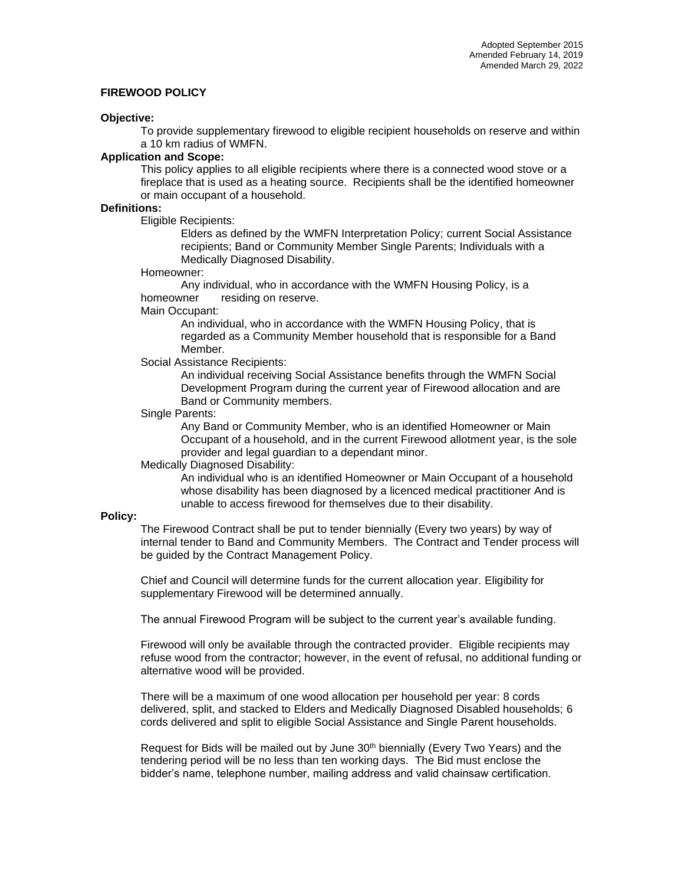Adopted September 2015
Amended February 14, 2019
Amended March 29, 2022

# FIREWOOD POLICY

**Objective:**

To provide supplementary firewood to eligible recipient households on reserve and within a 10 km radius of WMFN.

**Application and Scope:**

This policy applies to all eligible recipients where there is a connected wood stove or a fireplace that is used as a heating source. Recipients shall be the identified homeowner or main occupant of a household.

**Definitions:**

Eligible Recipients:

Elders as defined by the WMFN Interpretation Policy; current Social Assistance recipients; Band or Community Member Single Parents; Individuals with a Medically Diagnosed Disability.

Homeowner:

Any individual, who in accordance with the WMFN Housing Policy, is a homeowner residing on reserve.

Main Occupant:

An individual, who in accordance with the WMFN Housing Policy, that is regarded as a Community Member household that is responsible for a Band Member.

Social Assistance Recipients:

An individual receiving Social Assistance benefits through the WMFN Social Development Program during the current year of Firewood allocation and are Band or Community members.

Single Parents:

Any Band or Community Member, who is an identified Homeowner or Main Occupant of a household, and in the current Firewood allotment year, is the sole provider and legal guardian to a dependant minor.

Medically Diagnosed Disability:

An individual who is an identified Homeowner or Main Occupant of a household whose disability has been diagnosed by a licenced medical practitioner And is unable to access firewood for themselves due to their disability.

**Policy:**

The Firewood Contract shall be put to tender biennially (Every two years) by way of internal tender to Band and Community Members. The Contract and Tender process will be guided by the Contract Management Policy.

Chief and Council will determine funds for the current allocation year. Eligibility for supplementary Firewood will be determined annually.

The annual Firewood Program will be subject to the current year's available funding.

Firewood will only be available through the contracted provider. Eligible recipients may refuse wood from the contractor; however, in the event of refusal, no additional funding or alternative wood will be provided.

There will be a maximum of one wood allocation per household per year: 8 cords delivered, split, and stacked to Elders and Medically Diagnosed Disabled households; 6 cords delivered and split to eligible Social Assistance and Single Parent households.

Request for Bids will be mailed out by June 30th biennially (Every Two Years) and the tendering period will be no less than ten working days. The Bid must enclose the bidder's name, telephone number, mailing address and valid chainsaw certification.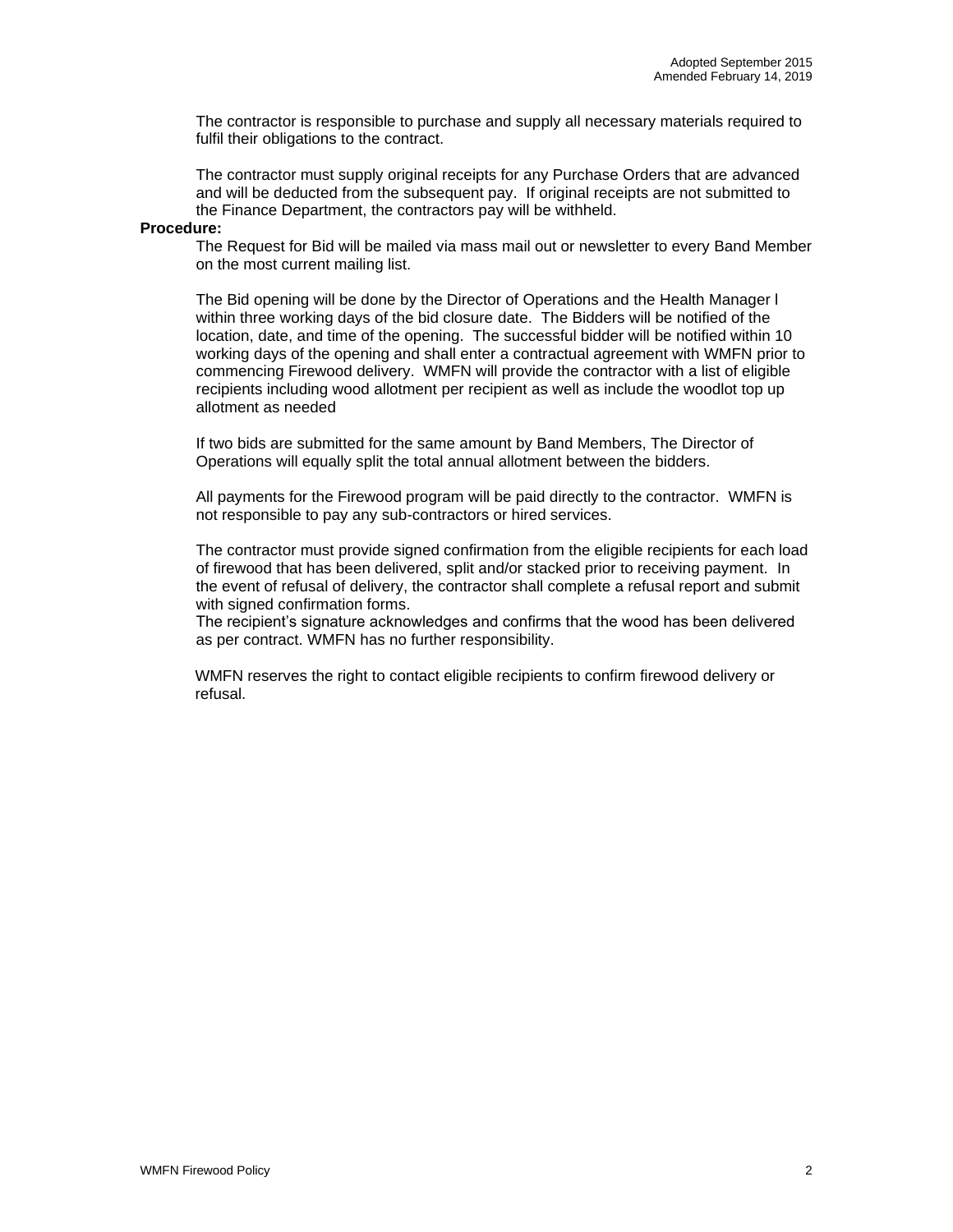The contractor is responsible to purchase and supply all necessary materials required to fulfil their obligations to the contract.

The contractor must supply original receipts for any Purchase Orders that are advanced and will be deducted from the subsequent pay. If original receipts are not submitted to the Finance Department, the contractors pay will be withheld.

**Procedure:**

The Request for Bid will be mailed via mass mail out or newsletter to every Band Member on the most current mailing list.

The Bid opening will be done by the Director of Operations and the Health Manager l within three working days of the bid closure date. The Bidders will be notified of the location, date, and time of the opening. The successful bidder will be notified within 10 working days of the opening and shall enter a contractual agreement with WMFN prior to commencing Firewood delivery. WMFN will provide the contractor with a list of eligible recipients including wood allotment per recipient as well as include the woodlot top up allotment as needed

If two bids are submitted for the same amount by Band Members, The Director of Operations will equally split the total annual allotment between the bidders.

All payments for the Firewood program will be paid directly to the contractor. WMFN is not responsible to pay any sub-contractors or hired services.

The contractor must provide signed confirmation from the eligible recipients for each load of firewood that has been delivered, split and/or stacked prior to receiving payment. In the event of refusal of delivery, the contractor shall complete a refusal report and submit with signed confirmation forms.
The recipient's signature acknowledges and confirms that the wood has been delivered as per contract. WMFN has no further responsibility.

WMFN reserves the right to contact eligible recipients to confirm firewood delivery or refusal.